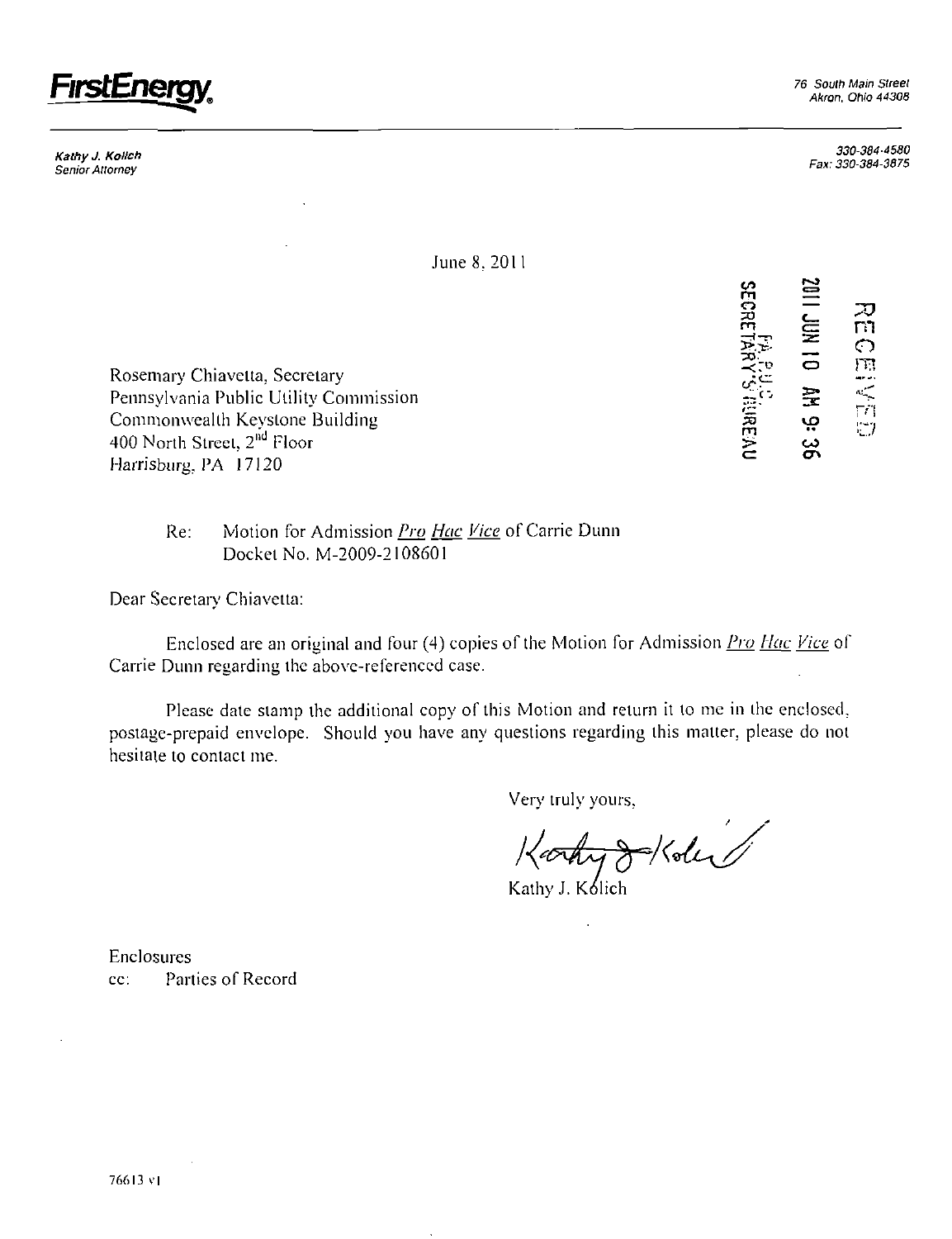**FirstEnergy**

76 South Main Street
Akron, Ohio 44308

*Kathy J. Kolich*
*Senior Attorney*

330-384-4580
Fax: 330-384-3875

June 8, 2011

RECEIVED
2011 JUN 10 AM 9:36
PA P.U.C.
SECRETARY'S BUREAU

Rosemary Chiavetta, Secretary
Pennsylvania Public Utility Commission
Commonwealth Keystone Building
400 North Street, 2nd Floor
Harrisburg, PA 17120

Re: Motion for Admission *Pro Hac Vice* of Carrie Dunn
Docket No. M-2009-2108601

Dear Secretary Chiavetta:

Enclosed are an original and four (4) copies of the Motion for Admission *Pro Hac Vice* of Carrie Dunn regarding the above-referenced case.

Please date stamp the additional copy of this Motion and return it to me in the enclosed, postage-prepaid envelope. Should you have any questions regarding this matter, please do not hesitate to contact me.

Very truly yours,

Kathy J. Kolich

Enclosures
cc: Parties of Record

76613 v1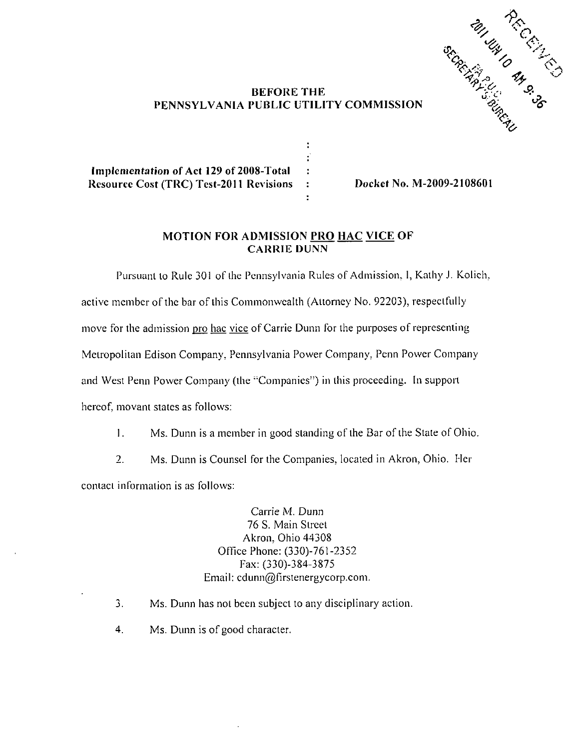RECEIVED
2011 JUN 10 AM 9:36
PA P.U.C.
SECRETARY'S BUREAU

**BEFORE THE**
**PENNSYLVANIA PUBLIC UTILITY COMMISSION**

| | | |
|---|---|---|
| ***Implementation of Act 129 of 2008-Total Resource Cost (TRC) Test-2011 Revisions*** | : | **Docket No. M-2009-2108601** |

## MOTION FOR ADMISSION PRO HAC VICE OF CARRIE DUNN

Pursuant to Rule 301 of the Pennsylvania Rules of Admission, I, Kathy J. Kolich, active member of the bar of this Commonwealth (Attorney No. 92203), respectfully move for the admission pro hac vice of Carrie Dunn for the purposes of representing Metropolitan Edison Company, Pennsylvania Power Company, Penn Power Company and West Penn Power Company (the "Companies") in this proceeding. In support hereof, movant states as follows:

1. Ms. Dunn is a member in good standing of the Bar of the State of Ohio.

2. Ms. Dunn is Counsel for the Companies, located in Akron, Ohio. Her contact information is as follows:

   Carrie M. Dunn
   76 S. Main Street
   Akron, Ohio 44308
   Office Phone: (330)-761-2352
   Fax: (330)-384-3875
   Email: cdunn@firstenergycorp.com.

3. Ms. Dunn has not been subject to any disciplinary action.

4. Ms. Dunn is of good character.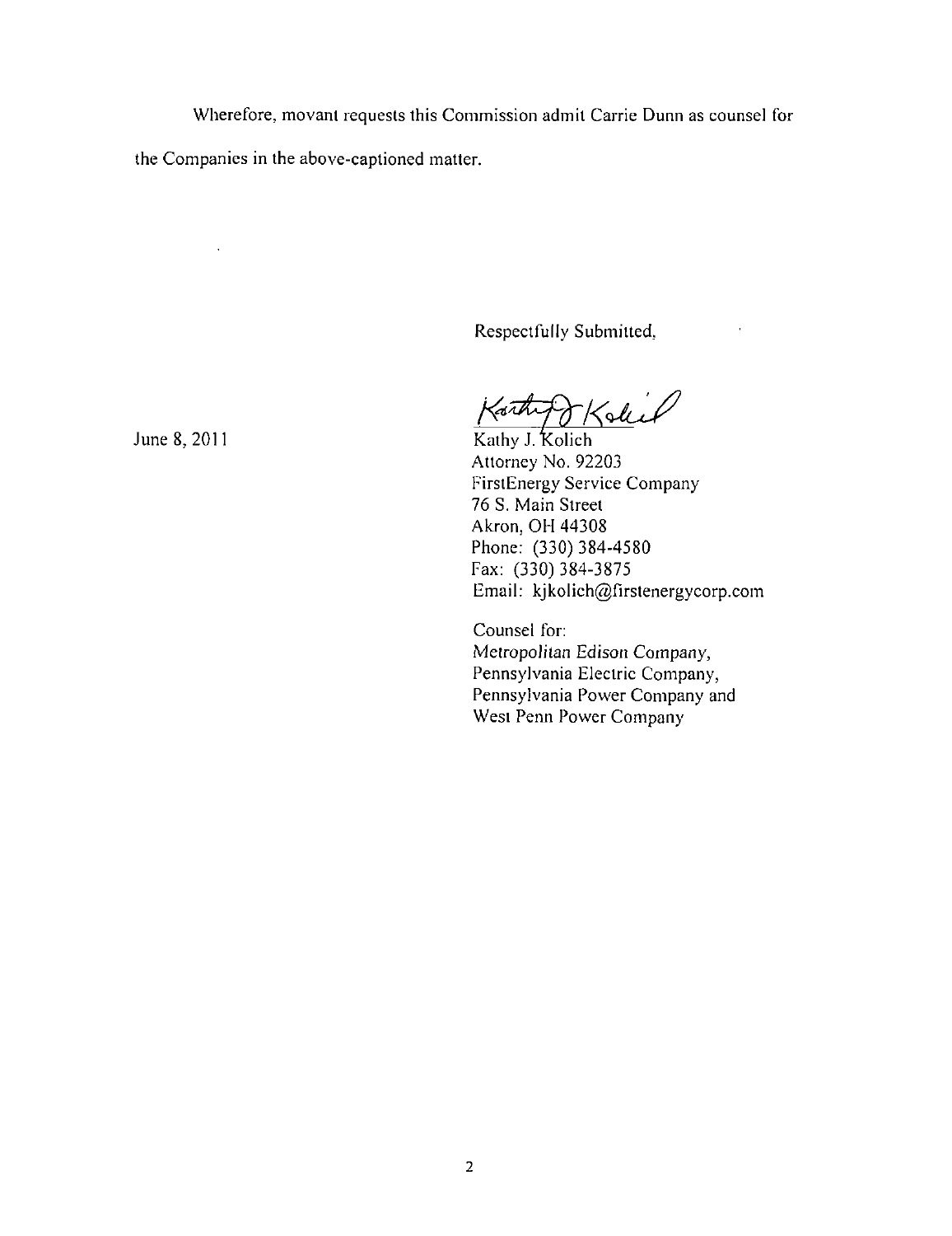Wherefore, movant requests this Commission admit Carrie Dunn as counsel for the Companies in the above-captioned matter.

Respectfully Submitted,

June 8, 2011

Kathy J. Kolich
Attorney No. 92203
FirstEnergy Service Company
76 S. Main Street
Akron, OH 44308
Phone: (330) 384-4580
Fax: (330) 384-3875
Email: kjkolich@firstenergycorp.com

Counsel for:
Metropolitan Edison Company,
Pennsylvania Electric Company,
Pennsylvania Power Company and
West Penn Power Company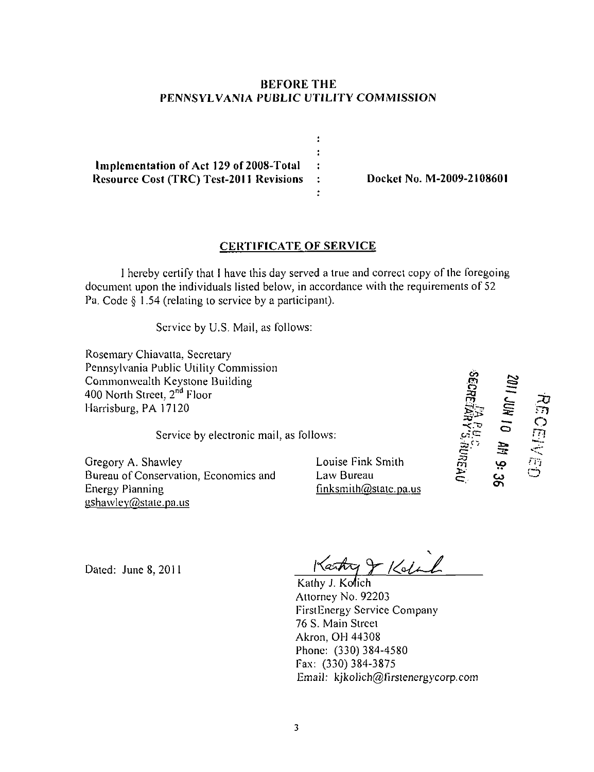**BEFORE THE**
***PENNSYLVANIA PUBLIC UTILITY COMMISSION***

| | | |
|---|---|---|
| **Implementation of Act 129 of 2008-Total Resource Cost (TRC) Test-2011 Revisions** | : | **Docket No. M-2009-2108601** |

## CERTIFICATE OF SERVICE

I hereby certify that I have this day served a true and correct copy of the foregoing document upon the individuals listed below, in accordance with the requirements of 52 Pa. Code § 1.54 (relating to service by a participant).

Service by U.S. Mail, as follows:

Rosemary Chiavatta, Secretary
Pennsylvania Public Utility Commission
Commonwealth Keystone Building
400 North Street, 2nd Floor
Harrisburg, PA 17120

Service by electronic mail, as follows:

Gregory A. Shawley
Bureau of Conservation, Economics and Energy Planning
gshawley@state.pa.us

Louise Fink Smith
Law Bureau
finksmith@state.pa.us

RECEIVED
2011 JUN 10 AM 9:36
PA P.U.C.
SECRETARY'S BUREAU

Dated: June 8, 2011

Kathy J. Kolich
Attorney No. 92203
FirstEnergy Service Company
76 S. Main Street
Akron, OH 44308
Phone: (330) 384-4580
Fax: (330) 384-3875
Email: kjkolich@firstenergycorp.com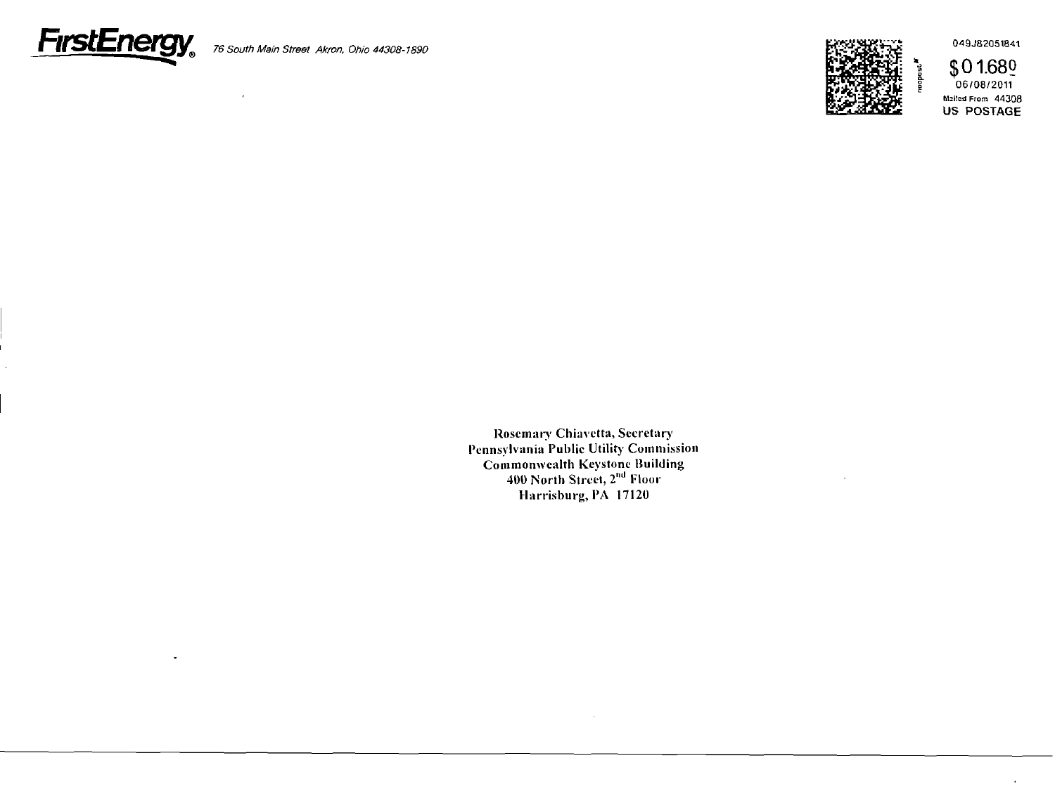**FirstEnergy** 76 South Main Street Akron, Ohio 44308-1890

049J82051841

$01.680

06/08/2011

Mailed From 44308

US POSTAGE

neopost

Rosemary Chiavetta, Secretary
Pennsylvania Public Utility Commission
Commonwealth Keystone Building
400 North Street, 2nd Floor
Harrisburg, PA 17120